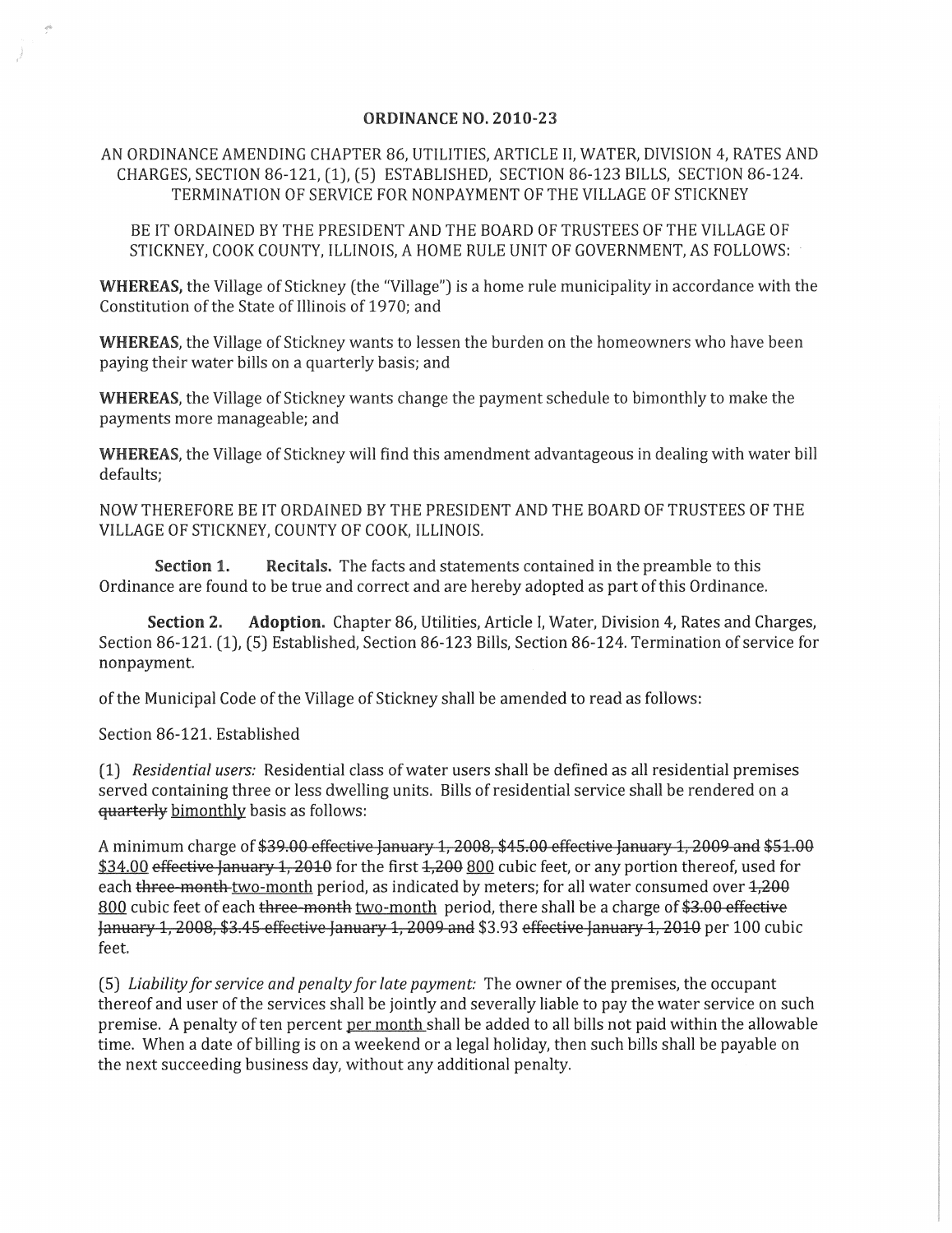# ORDINANCE NO. 2010-23

AN ORDINANCE AMENDING CHAPTER 86, UTILITIES, ARTICLE II, WATER, DIVISION 4, RATES AND CHARGES, SECTION 86-121, (1), (5) ESTABLISHED, SECTION 86-123 BILLS, SECTION 86-124. TERMINATION OF SERVICE FOR NONPAYMENT OF THE VILLAGE OF STICKNEY

BE IT ORDAINED BY THE PRESIDENT AND THE BOARD OF TRUSTEES OF THE VILLAGE OF STICKNEY, COOK COUNTY, ILLINOIS, A HOME RULE UNIT OF GOVERNMENT, AS FOLLOWS:

**WHEREAS,** the Village of Stickney (the "Village") is a home rule municipality in accordance with the Constitution of the State of Illinois of 1970; and

**WHEREAS**, the Village of Stickney wants to lessen the burden on the homeowners who have been paying their water bills on a quarterly basis; and

**WHEREAS**, the Village of Stickney wants change the payment schedule to bimonthly to make the payments more manageable; and

**WHEREAS**, the Village of Stickney will find this amendment advantageous in dealing with water bill defaults;

NOW THEREFORE BE IT ORDAINED BY THE PRESIDENT AND THE BOARD OF TRUSTEES OF THE VILLAGE OF STICKNEY, COUNTY OF COOK, ILLINOIS.

**Section 1. Recitals.** The facts and statements contained in the preamble to this Ordinance are found to be true and correct and are hereby adopted as part of this Ordinance.

**Section 2. Adoption.** Chapter 86, Utilities, Article I, Water, Division 4, Rates and Charges, Section 86-121. (1), (5) Established, Section 86-123 Bills, Section 86-124. Termination of service for nonpayment.

of the Municipal Code of the Village of Stickney shall be amended to read as follows:

Section 86-121. Established

(1) *Residential users:* Residential class of water users shall be defined as all residential premises served containing three or less dwelling units. Bills of residential service shall be rendered on a ~~quarterly~~ <u>bimonthly</u> basis as follows:

A minimum charge of ~~$39.00 effective January 1, 2008, $45.00 effective January 1, 2009 and $51.00~~ <u>$34.00</u> ~~effective January 1, 2010~~ for the first ~~1,200~~ <u>800</u> cubic feet, or any portion thereof, used for each ~~three-month~~ <u>two-month</u> period, as indicated by meters; for all water consumed over ~~1,200~~ <u>800</u> cubic feet of each ~~three-month~~ <u>two-month</u> period, there shall be a charge of ~~$3.00 effective January 1, 2008, $3.45 effective January 1, 2009 and~~ $3.93 ~~effective January 1, 2010~~ per 100 cubic feet.

(5) *Liability for service and penalty for late payment:* The owner of the premises, the occupant thereof and user of the services shall be jointly and severally liable to pay the water service on such premise. A penalty of ten percent <u>per month</u> shall be added to all bills not paid within the allowable time. When a date of billing is on a weekend or a legal holiday, then such bills shall be payable on the next succeeding business day, without any additional penalty.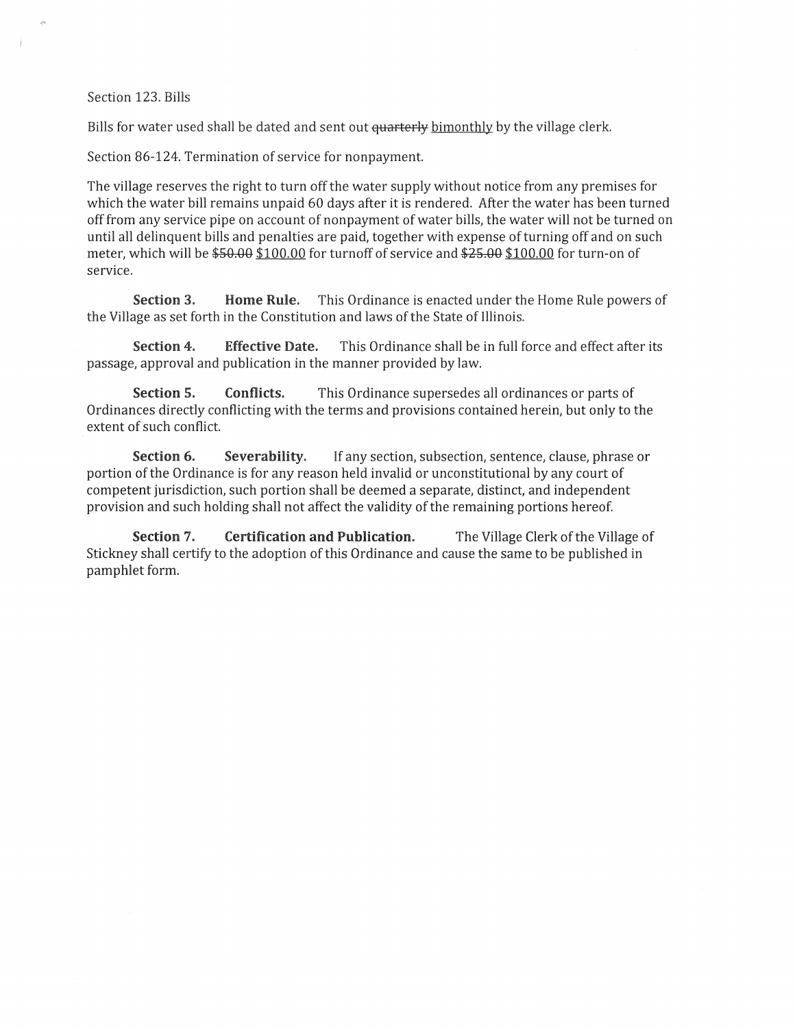Section 123. Bills

Bills for water used shall be dated and sent out ~~quarterly~~ <u>bimonthly</u> by the village clerk.

Section 86-124. Termination of service for nonpayment.

The village reserves the right to turn off the water supply without notice from any premises for which the water bill remains unpaid 60 days after it is rendered. After the water has been turned off from any service pipe on account of nonpayment of water bills, the water will not be turned on until all delinquent bills and penalties are paid, together with expense of turning off and on such meter, which will be ~~$50.00~~ <u>$100.00</u> for turnoff of service and ~~$25.00~~ <u>$100.00</u> for turn-on of service.

**Section 3. Home Rule.** This Ordinance is enacted under the Home Rule powers of the Village as set forth in the Constitution and laws of the State of Illinois.

**Section 4. Effective Date.** This Ordinance shall be in full force and effect after its passage, approval and publication in the manner provided by law.

**Section 5. Conflicts.** This Ordinance supersedes all ordinances or parts of Ordinances directly conflicting with the terms and provisions contained herein, but only to the extent of such conflict.

**Section 6. Severability.** If any section, subsection, sentence, clause, phrase or portion of the Ordinance is for any reason held invalid or unconstitutional by any court of competent jurisdiction, such portion shall be deemed a separate, distinct, and independent provision and such holding shall not affect the validity of the remaining portions hereof.

**Section 7. Certification and Publication.** The Village Clerk of the Village of Stickney shall certify to the adoption of this Ordinance and cause the same to be published in pamphlet form.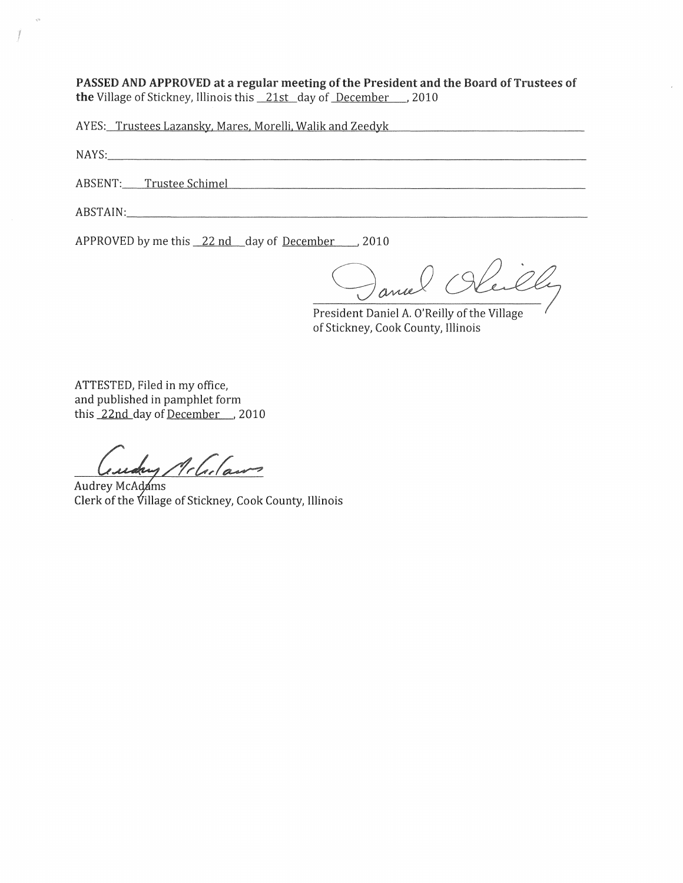**PASSED AND APPROVED at a regular meeting of the President and the Board of Trustees of the** Village of Stickney, Illinois this 21st day of December, 2010

AYES: Trustees Lazansky, Mares, Morelli, Walik and Zeedyk

NAYS:

ABSENT: Trustee Schimel

ABSTAIN:

APPROVED by me this 22 nd day of December, 2010

President Daniel A. O'Reilly of the Village of Stickney, Cook County, Illinois

ATTESTED, Filed in my office, and published in pamphlet form this 22nd day of December, 2010

Audrey McAdams
Clerk of the Village of Stickney, Cook County, Illinois